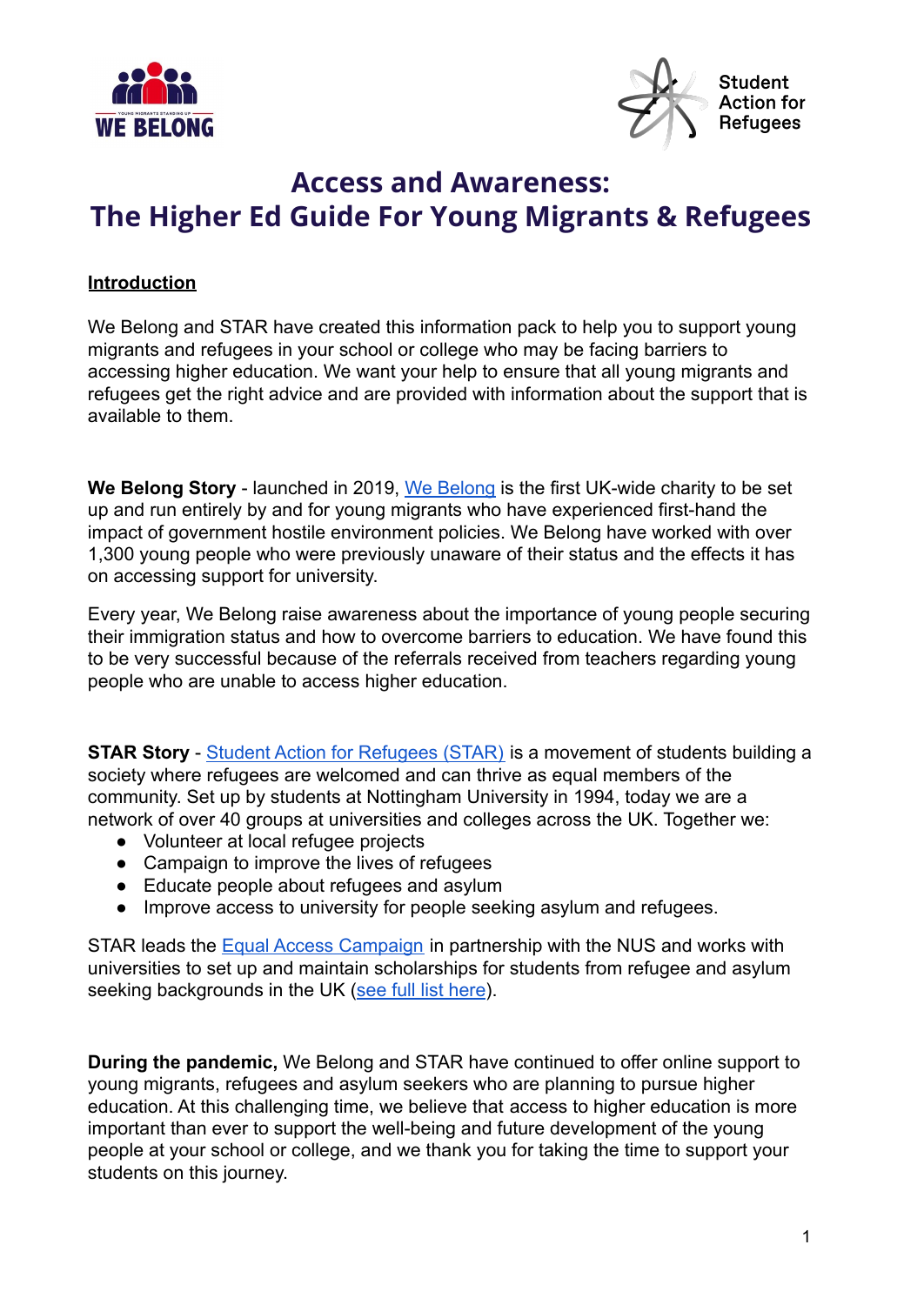# Access and Awareness:
# The Higher Ed Guide For Young Migrants & Refugees

**Introduction**

We Belong and STAR have created this information pack to help you to support young migrants and refugees in your school or college who may be facing barriers to accessing higher education. We want your help to ensure that all young migrants and refugees get the right advice and are provided with information about the support that is available to them.

**We Belong Story** - launched in 2019, We Belong is the first UK-wide charity to be set up and run entirely by and for young migrants who have experienced first-hand the impact of government hostile environment policies. We Belong have worked with over 1,300 young people who were previously unaware of their status and the effects it has on accessing support for university.

Every year, We Belong raise awareness about the importance of young people securing their immigration status and how to overcome barriers to education. We have found this to be very successful because of the referrals received from teachers regarding young people who are unable to access higher education.

**STAR Story** - Student Action for Refugees (STAR) is a movement of students building a society where refugees are welcomed and can thrive as equal members of the community. Set up by students at Nottingham University in 1994, today we are a network of over 40 groups at universities and colleges across the UK. Together we:

- Volunteer at local refugee projects
- Campaign to improve the lives of refugees
- Educate people about refugees and asylum
- Improve access to university for people seeking asylum and refugees.

STAR leads the Equal Access Campaign in partnership with the NUS and works with universities to set up and maintain scholarships for students from refugee and asylum seeking backgrounds in the UK (see full list here).

**During the pandemic,** We Belong and STAR have continued to offer online support to young migrants, refugees and asylum seekers who are planning to pursue higher education. At this challenging time, we believe that access to higher education is more important than ever to support the well-being and future development of the young people at your school or college, and we thank you for taking the time to support your students on this journey.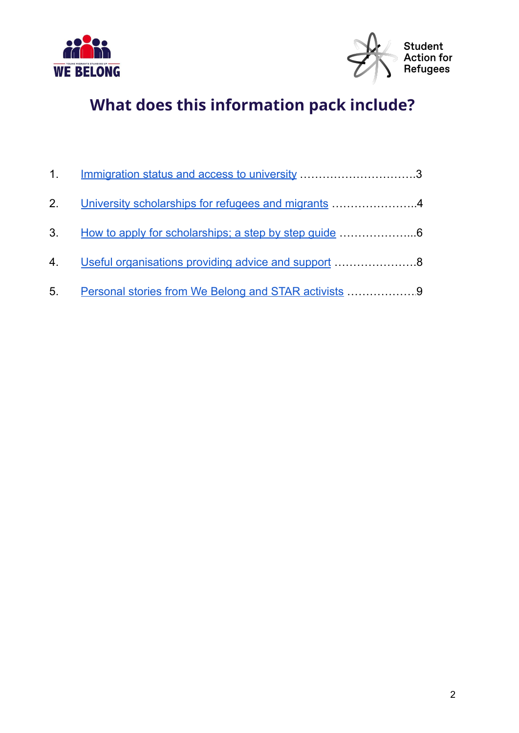# What does this information pack include?

1. Immigration status and access to university ………………………….3
2. University scholarships for refugees and migrants …………………..4
3. How to apply for scholarships; a step by step guide ………………...6
4. Useful organisations providing advice and support ………………….8
5. Personal stories from We Belong and STAR activists ……………….9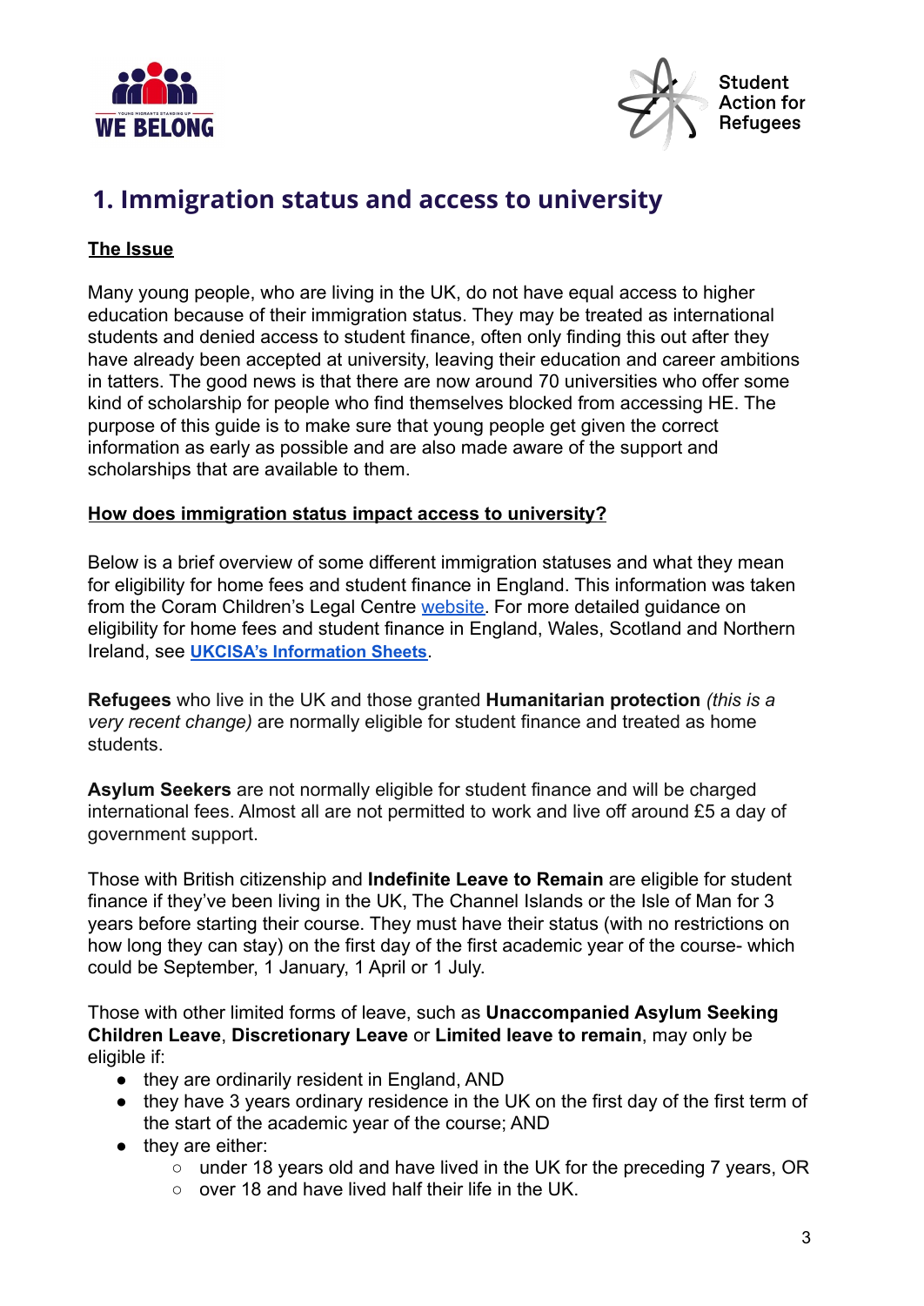## 1. Immigration status and access to university

**The Issue**

Many young people, who are living in the UK, do not have equal access to higher education because of their immigration status. They may be treated as international students and denied access to student finance, often only finding this out after they have already been accepted at university, leaving their education and career ambitions in tatters. The good news is that there are now around 70 universities who offer some kind of scholarship for people who find themselves blocked from accessing HE. The purpose of this guide is to make sure that young people get given the correct information as early as possible and are also made aware of the support and scholarships that are available to them.

**How does immigration status impact access to university?**

Below is a brief overview of some different immigration statuses and what they mean for eligibility for home fees and student finance in England. This information was taken from the Coram Children's Legal Centre website. For more detailed guidance on eligibility for home fees and student finance in England, Wales, Scotland and Northern Ireland, see **UKCISA's Information Sheets**.

**Refugees** who live in the UK and those granted **Humanitarian protection** *(this is a very recent change)* are normally eligible for student finance and treated as home students.

**Asylum Seekers** are not normally eligible for student finance and will be charged international fees. Almost all are not permitted to work and live off around £5 a day of government support.

Those with British citizenship and **Indefinite Leave to Remain** are eligible for student finance if they've been living in the UK, The Channel Islands or the Isle of Man for 3 years before starting their course. They must have their status (with no restrictions on how long they can stay) on the first day of the first academic year of the course- which could be September, 1 January, 1 April or 1 July.

Those with other limited forms of leave, such as **Unaccompanied Asylum Seeking Children Leave**, **Discretionary Leave** or **Limited leave to remain**, may only be eligible if:

- they are ordinarily resident in England, AND
- they have 3 years ordinary residence in the UK on the first day of the first term of the start of the academic year of the course; AND
- they are either:
  - under 18 years old and have lived in the UK for the preceding 7 years, OR
  - over 18 and have lived half their life in the UK.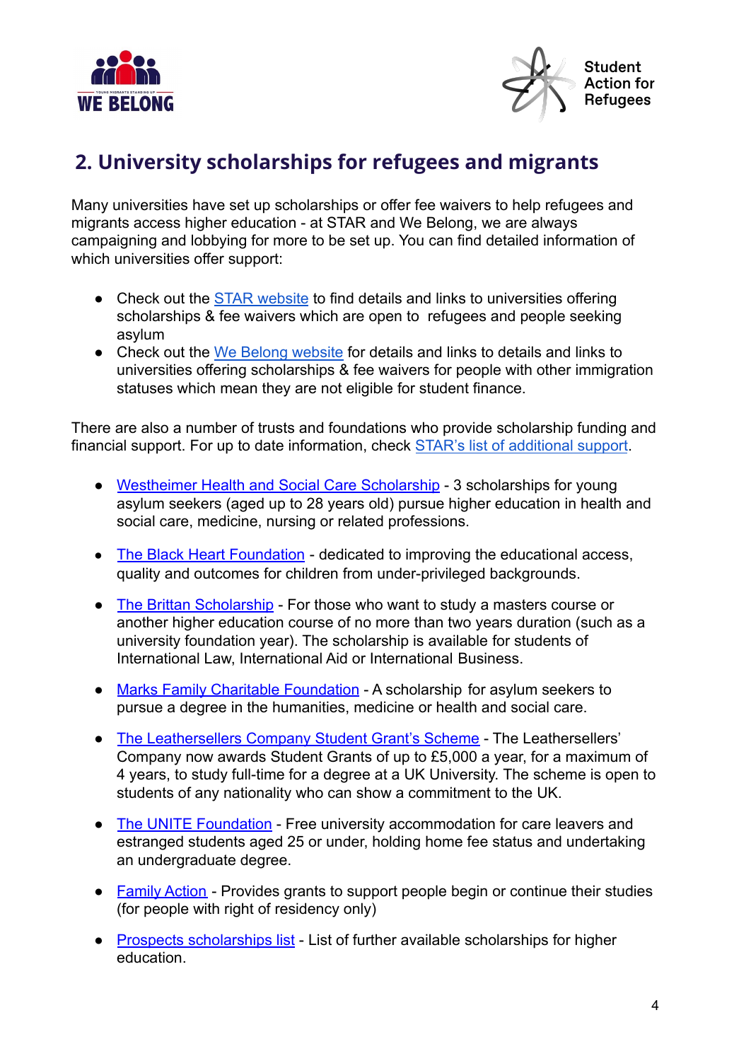## 2. University scholarships for refugees and migrants

Many universities have set up scholarships or offer fee waivers to help refugees and migrants access higher education - at STAR and We Belong, we are always campaigning and lobbying for more to be set up. You can find detailed information of which universities offer support:

- Check out the STAR website to find details and links to universities offering scholarships & fee waivers which are open to refugees and people seeking asylum
- Check out the We Belong website for details and links to details and links to universities offering scholarships & fee waivers for people with other immigration statuses which mean they are not eligible for student finance.

There are also a number of trusts and foundations who provide scholarship funding and financial support. For up to date information, check STAR's list of additional support.

- Westheimer Health and Social Care Scholarship - 3 scholarships for young asylum seekers (aged up to 28 years old) pursue higher education in health and social care, medicine, nursing or related professions.
- The Black Heart Foundation - dedicated to improving the educational access, quality and outcomes for children from under-privileged backgrounds.
- The Brittan Scholarship - For those who want to study a masters course or another higher education course of no more than two years duration (such as a university foundation year). The scholarship is available for students of International Law, International Aid or International Business.
- Marks Family Charitable Foundation - A scholarship for asylum seekers to pursue a degree in the humanities, medicine or health and social care.
- The Leathersellers Company Student Grant's Scheme - The Leathersellers' Company now awards Student Grants of up to £5,000 a year, for a maximum of 4 years, to study full-time for a degree at a UK University. The scheme is open to students of any nationality who can show a commitment to the UK.
- The UNITE Foundation - Free university accommodation for care leavers and estranged students aged 25 or under, holding home fee status and undertaking an undergraduate degree.
- Family Action - Provides grants to support people begin or continue their studies (for people with right of residency only)
- Prospects scholarships list - List of further available scholarships for higher education.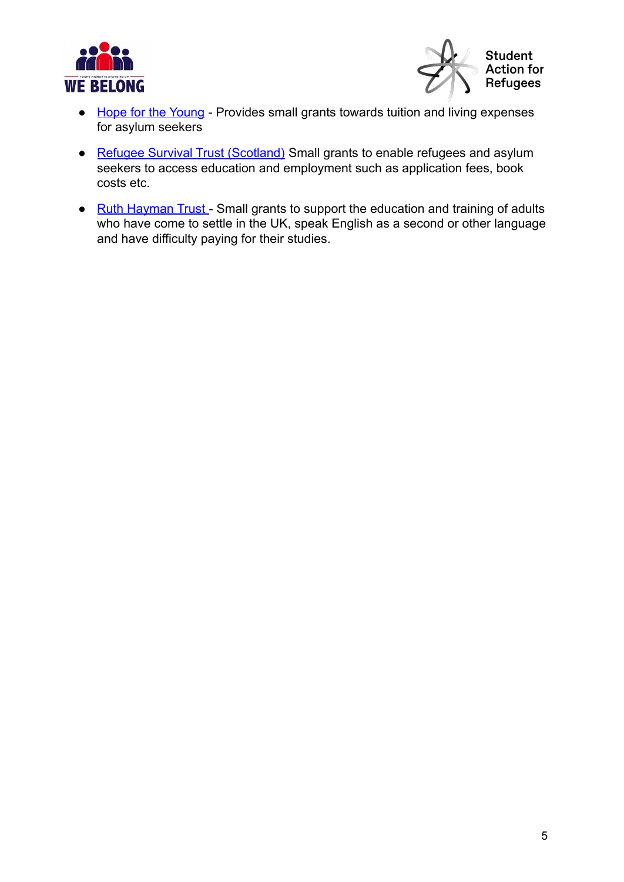- Hope for the Young - Provides small grants towards tuition and living expenses for asylum seekers
- Refugee Survival Trust (Scotland) Small grants to enable refugees and asylum seekers to access education and employment such as application fees, book costs etc.
- Ruth Hayman Trust - Small grants to support the education and training of adults who have come to settle in the UK, speak English as a second or other language and have difficulty paying for their studies.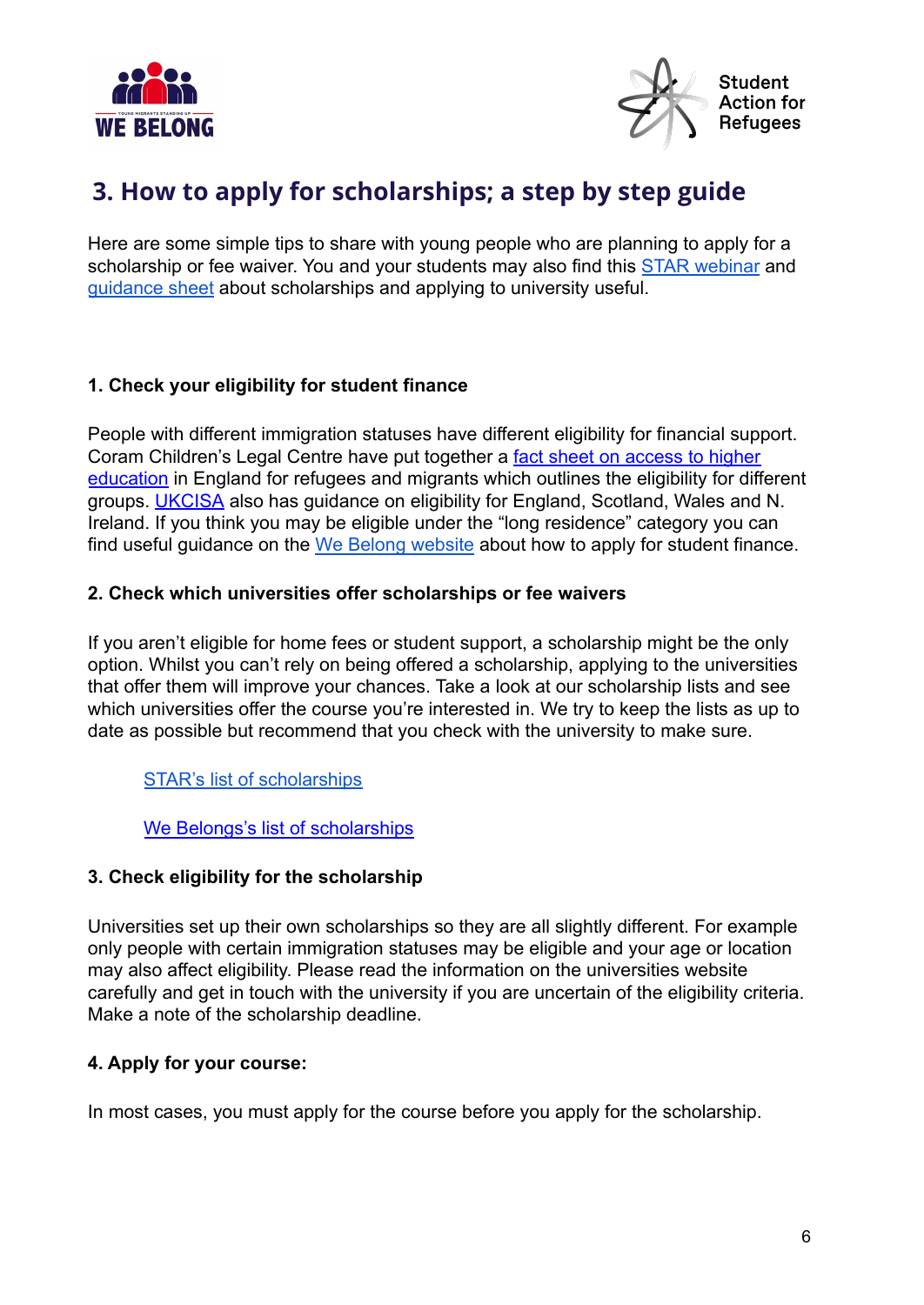## 3. How to apply for scholarships; a step by step guide

Here are some simple tips to share with young people who are planning to apply for a scholarship or fee waiver. You and your students may also find this STAR webinar and guidance sheet about scholarships and applying to university useful.

**1. Check your eligibility for student finance**

People with different immigration statuses have different eligibility for financial support. Coram Children's Legal Centre have put together a fact sheet on access to higher education in England for refugees and migrants which outlines the eligibility for different groups. UKCISA also has guidance on eligibility for England, Scotland, Wales and N. Ireland. If you think you may be eligible under the "long residence" category you can find useful guidance on the We Belong website about how to apply for student finance.

**2. Check which universities offer scholarships or fee waivers**

If you aren't eligible for home fees or student support, a scholarship might be the only option. Whilst you can't rely on being offered a scholarship, applying to the universities that offer them will improve your chances. Take a look at our scholarship lists and see which universities offer the course you're interested in. We try to keep the lists as up to date as possible but recommend that you check with the university to make sure.

STAR's list of scholarships

We Belongs's list of scholarships

**3. Check eligibility for the scholarship**

Universities set up their own scholarships so they are all slightly different. For example only people with certain immigration statuses may be eligible and your age or location may also affect eligibility. Please read the information on the universities website carefully and get in touch with the university if you are uncertain of the eligibility criteria. Make a note of the scholarship deadline.

**4. Apply for your course:**

In most cases, you must apply for the course before you apply for the scholarship.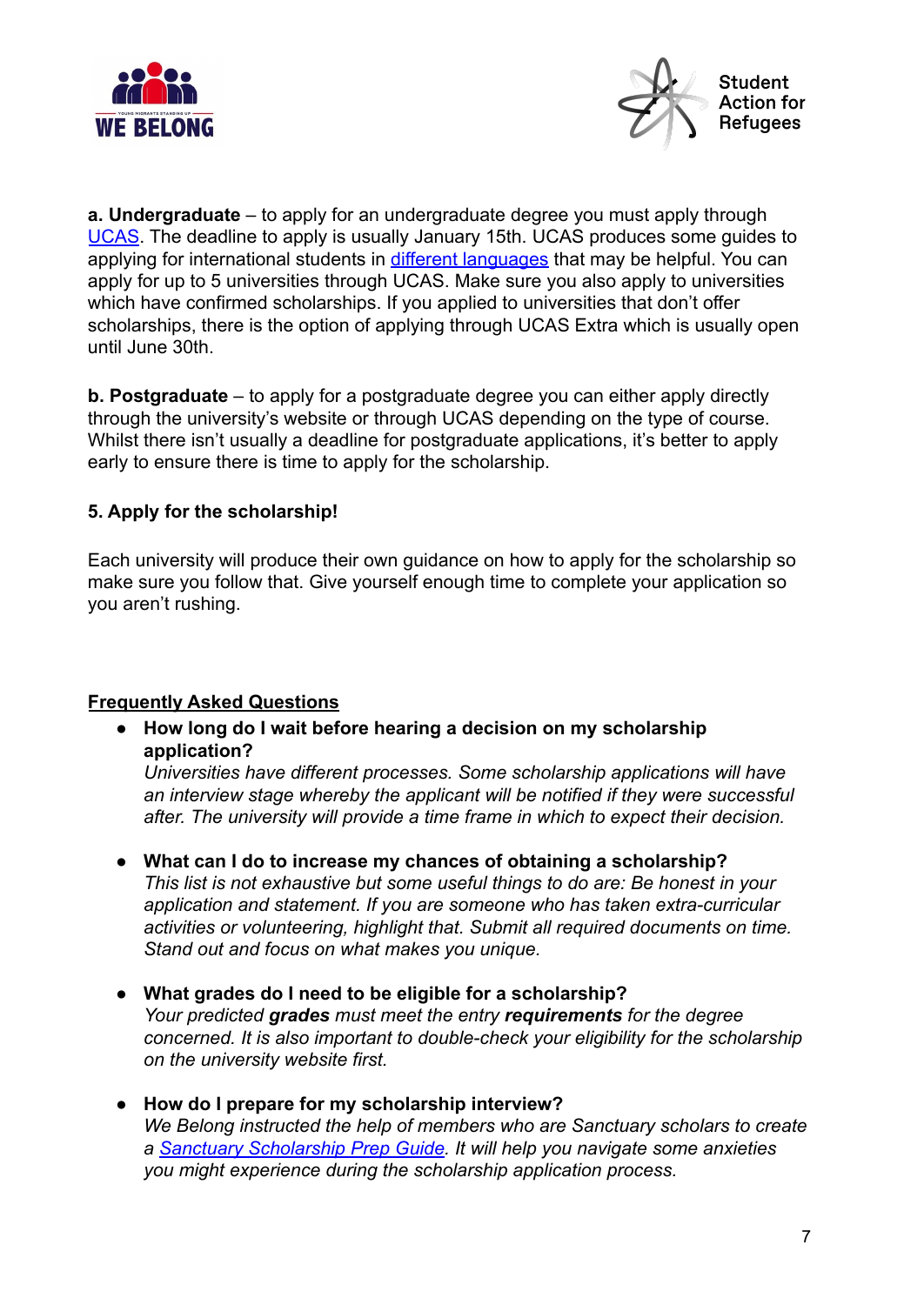**a. Undergraduate** – to apply for an undergraduate degree you must apply through [UCAS](). The deadline to apply is usually January 15th. UCAS produces some guides to applying for international students in [different languages]() that may be helpful. You can apply for up to 5 universities through UCAS. Make sure you also apply to universities which have confirmed scholarships. If you applied to universities that don't offer scholarships, there is the option of applying through UCAS Extra which is usually open until June 30th.

**b. Postgraduate** – to apply for a postgraduate degree you can either apply directly through the university's website or through UCAS depending on the type of course. Whilst there isn't usually a deadline for postgraduate applications, it's better to apply early to ensure there is time to apply for the scholarship.

**5. Apply for the scholarship!**

Each university will produce their own guidance on how to apply for the scholarship so make sure you follow that. Give yourself enough time to complete your application so you aren't rushing.

## Frequently Asked Questions

- **How long do I wait before hearing a decision on my scholarship application?**
  *Universities have different processes. Some scholarship applications will have an interview stage whereby the applicant will be notified if they were successful after. The university will provide a time frame in which to expect their decision.*

- **What can I do to increase my chances of obtaining a scholarship?**
  *This list is not exhaustive but some useful things to do are: Be honest in your application and statement. If you are someone who has taken extra-curricular activities or volunteering, highlight that. Submit all required documents on time. Stand out and focus on what makes you unique.*

- **What grades do I need to be eligible for a scholarship?**
  *Your predicted **grades** must meet the entry **requirements** for the degree concerned. It is also important to double-check your eligibility for the scholarship on the university website first.*

- **How do I prepare for my scholarship interview?**
  *We Belong instructed the help of members who are Sanctuary scholars to create a [Sanctuary Scholarship Prep Guide](). It will help you navigate some anxieties you might experience during the scholarship application process.*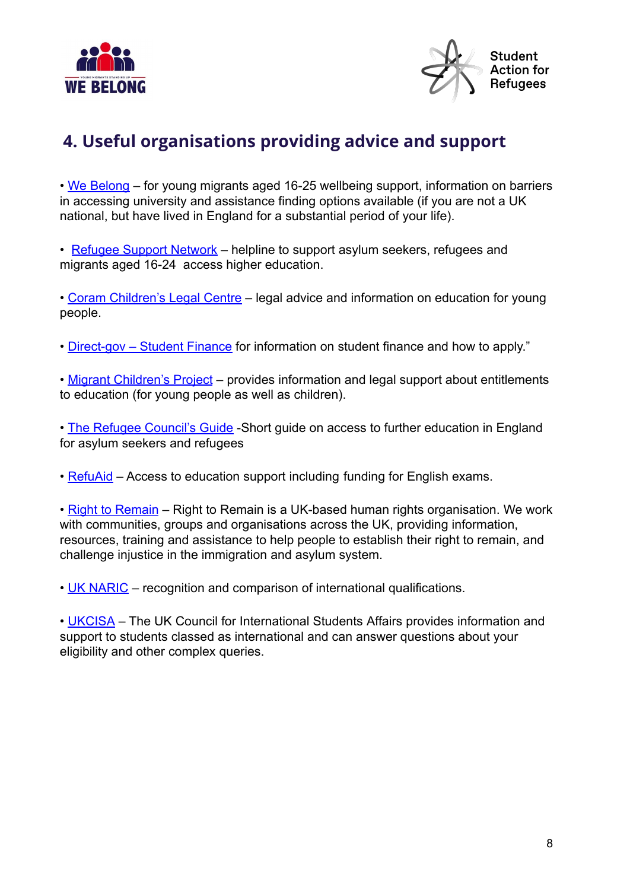## 4. Useful organisations providing advice and support

- We Belong – for young migrants aged 16-25 wellbeing support, information on barriers in accessing university and assistance finding options available (if you are not a UK national, but have lived in England for a substantial period of your life).

- Refugee Support Network – helpline to support asylum seekers, refugees and migrants aged 16-24 access higher education.

- Coram Children's Legal Centre – legal advice and information on education for young people.

- Direct-gov – Student Finance for information on student finance and how to apply."

- Migrant Children's Project – provides information and legal support about entitlements to education (for young people as well as children).

- The Refugee Council's Guide -Short guide on access to further education in England for asylum seekers and refugees

- RefuAid – Access to education support including funding for English exams.

- Right to Remain – Right to Remain is a UK-based human rights organisation. We work with communities, groups and organisations across the UK, providing information, resources, training and assistance to help people to establish their right to remain, and challenge injustice in the immigration and asylum system.

- UK NARIC – recognition and comparison of international qualifications.

- UKCISA – The UK Council for International Students Affairs provides information and support to students classed as international and can answer questions about your eligibility and other complex queries.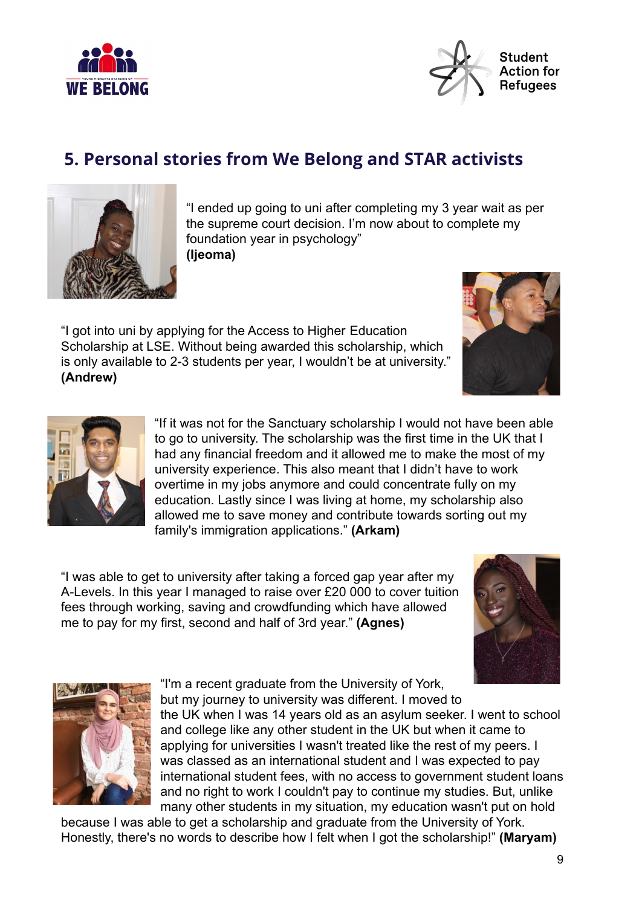## 5. Personal stories from We Belong and STAR activists

"I ended up going to uni after completing my 3 year wait as per the supreme court decision. I'm now about to complete my foundation year in psychology"
**(Ijeoma)**

"I got into uni by applying for the Access to Higher Education Scholarship at LSE. Without being awarded this scholarship, which is only available to 2-3 students per year, I wouldn't be at university."
**(Andrew)**

"If it was not for the Sanctuary scholarship I would not have been able to go to university. The scholarship was the first time in the UK that I had any financial freedom and it allowed me to make the most of my university experience. This also meant that I didn't have to work overtime in my jobs anymore and could concentrate fully on my education. Lastly since I was living at home, my scholarship also allowed me to save money and contribute towards sorting out my family's immigration applications." **(Arkam)**

"I was able to get to university after taking a forced gap year after my A-Levels. In this year I managed to raise over £20 000 to cover tuition fees through working, saving and crowdfunding which have allowed me to pay for my first, second and half of 3rd year." **(Agnes)**

"I'm a recent graduate from the University of York, but my journey to university was different. I moved to the UK when I was 14 years old as an asylum seeker. I went to school and college like any other student in the UK but when it came to applying for universities I wasn't treated like the rest of my peers. I was classed as an international student and I was expected to pay international student fees, with no access to government student loans and no right to work I couldn't pay to continue my studies. But, unlike many other students in my situation, my education wasn't put on hold because I was able to get a scholarship and graduate from the University of York. Honestly, there's no words to describe how I felt when I got the scholarship!" **(Maryam)**